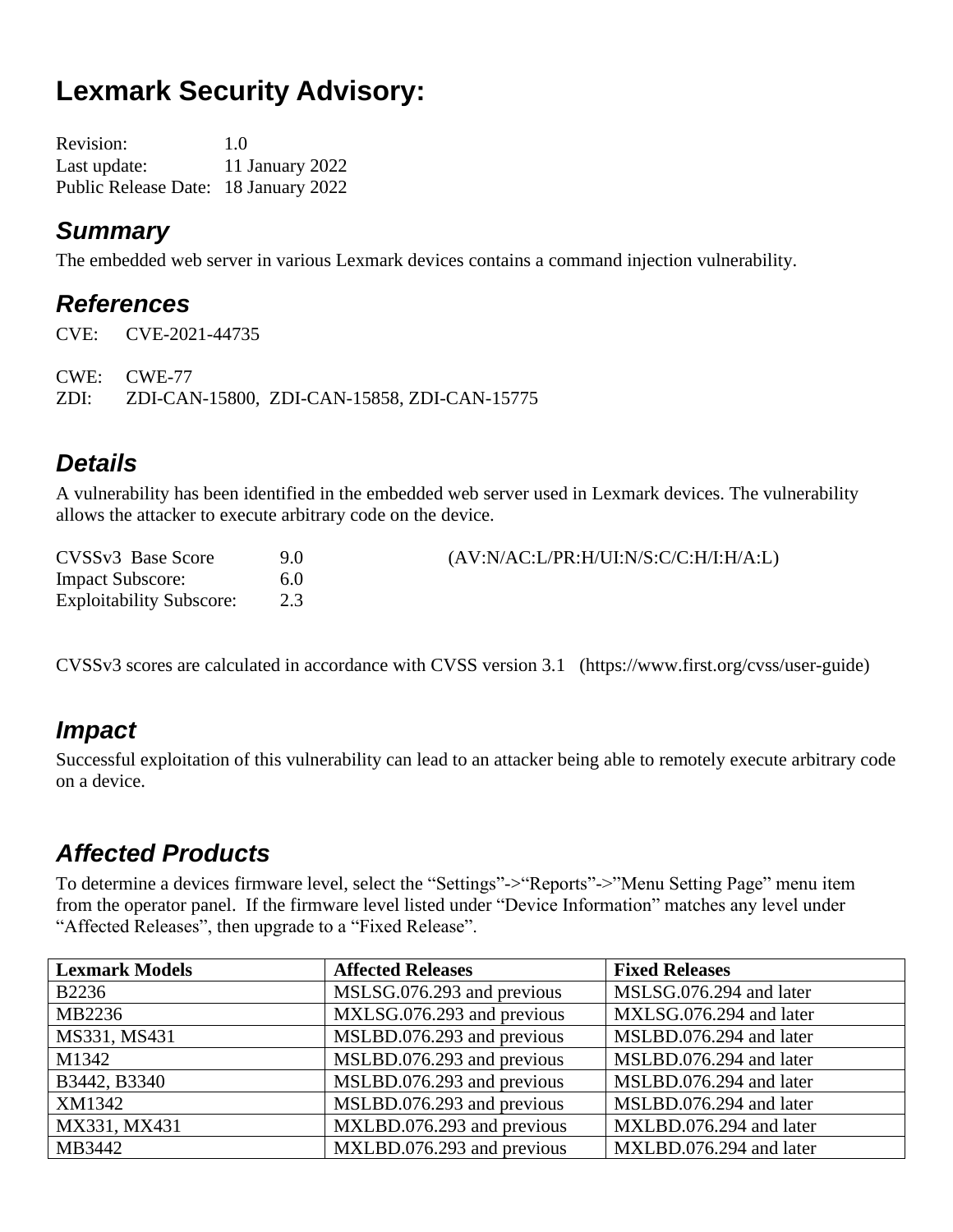# Lexmark Security Advisory:

Revision: 1.0
Last update: 11 January 2022
Public Release Date: 18 January 2022

## Summary

The embedded web server in various Lexmark devices contains a command injection vulnerability.

## References

CVE: CVE-2021-44735

CWE: CWE-77
ZDI: ZDI-CAN-15800, ZDI-CAN-15858, ZDI-CAN-15775

## Details

A vulnerability has been identified in the embedded web server used in Lexmark devices. The vulnerability allows the attacker to execute arbitrary code on the device.

| | | |
|---|---|---|
| CVSSv3 Base Score | 9.0 | (AV:N/AC:L/PR:H/UI:N/S:C/C:H/I:H/A:L) |
| Impact Subscore: | 6.0 | |
| Exploitability Subscore: | 2.3 | |

CVSSv3 scores are calculated in accordance with CVSS version 3.1 (https://www.first.org/cvss/user-guide)

## Impact

Successful exploitation of this vulnerability can lead to an attacker being able to remotely execute arbitrary code on a device.

## Affected Products

To determine a devices firmware level, select the "Settings"->"Reports"->"Menu Setting Page" menu item from the operator panel. If the firmware level listed under "Device Information" matches any level under "Affected Releases", then upgrade to a "Fixed Release".

| Lexmark Models | Affected Releases | Fixed Releases |
|---|---|---|
| B2236 | MSLSG.076.293 and previous | MSLSG.076.294 and later |
| MB2236 | MXLSG.076.293 and previous | MXLSG.076.294 and later |
| MS331, MS431 | MSLBD.076.293 and previous | MSLBD.076.294 and later |
| M1342 | MSLBD.076.293 and previous | MSLBD.076.294 and later |
| B3442, B3340 | MSLBD.076.293 and previous | MSLBD.076.294 and later |
| XM1342 | MSLBD.076.293 and previous | MSLBD.076.294 and later |
| MX331, MX431 | MXLBD.076.293 and previous | MXLBD.076.294 and later |
| MB3442 | MXLBD.076.293 and previous | MXLBD.076.294 and later |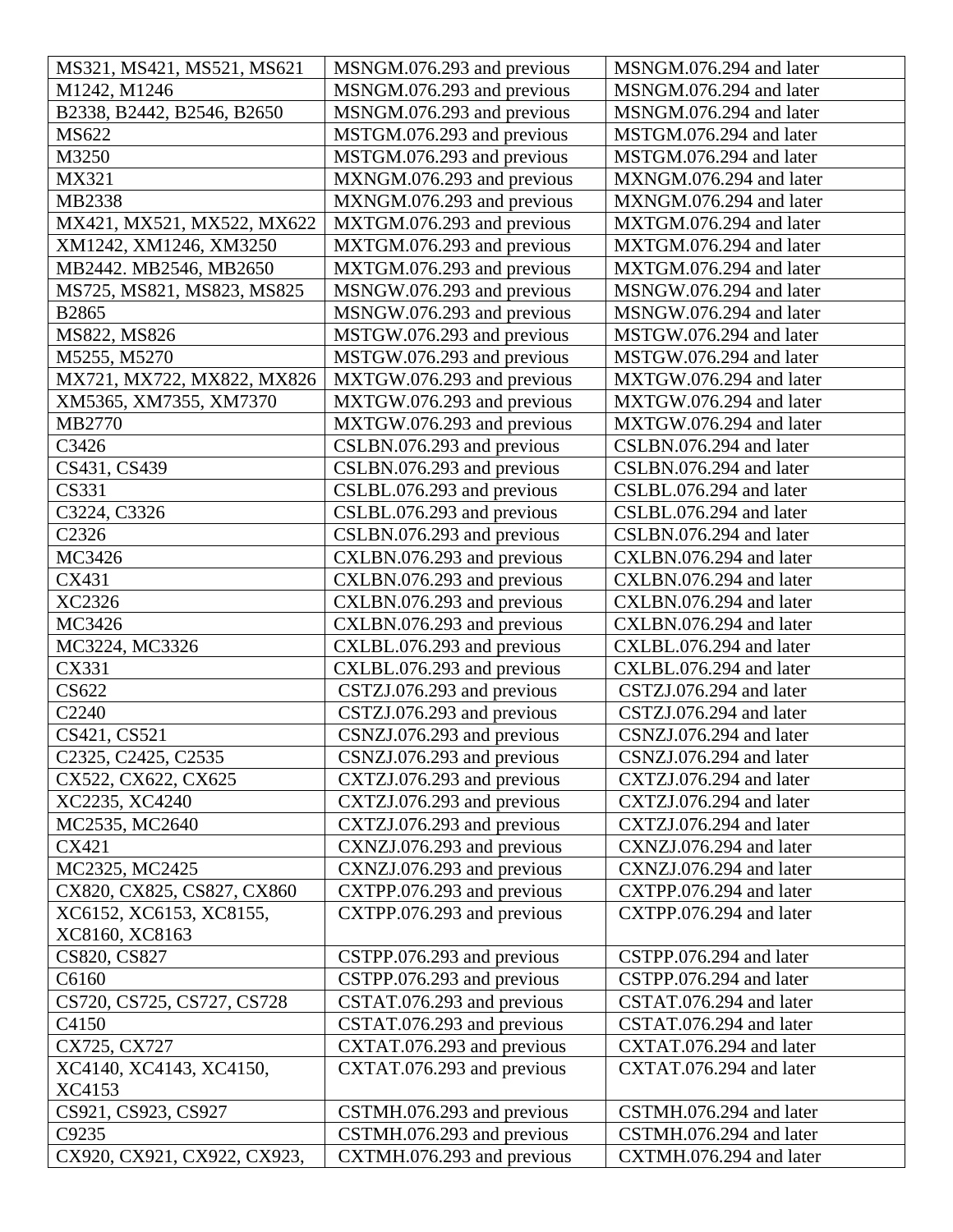| MS321, MS421, MS521, MS621 | MSNGM.076.293 and previous | MSNGM.076.294 and later |
|---|---|---|
| M1242, M1246 | MSNGM.076.293 and previous | MSNGM.076.294 and later |
| B2338, B2442, B2546, B2650 | MSNGM.076.293 and previous | MSNGM.076.294 and later |
| MS622 | MSTGM.076.293 and previous | MSTGM.076.294 and later |
| M3250 | MSTGM.076.293 and previous | MSTGM.076.294 and later |
| MX321 | MXNGM.076.293 and previous | MXNGM.076.294 and later |
| MB2338 | MXNGM.076.293 and previous | MXNGM.076.294 and later |
| MX421, MX521, MX522, MX622 | MXTGM.076.293 and previous | MXTGM.076.294 and later |
| XM1242, XM1246, XM3250 | MXTGM.076.293 and previous | MXTGM.076.294 and later |
| MB2442. MB2546, MB2650 | MXTGM.076.293 and previous | MXTGM.076.294 and later |
| MS725, MS821, MS823, MS825 | MSNGW.076.293 and previous | MSNGW.076.294 and later |
| B2865 | MSNGW.076.293 and previous | MSNGW.076.294 and later |
| MS822, MS826 | MSTGW.076.293 and previous | MSTGW.076.294 and later |
| M5255, M5270 | MSTGW.076.293 and previous | MSTGW.076.294 and later |
| MX721, MX722, MX822, MX826 | MXTGW.076.293 and previous | MXTGW.076.294 and later |
| XM5365, XM7355, XM7370 | MXTGW.076.293 and previous | MXTGW.076.294 and later |
| MB2770 | MXTGW.076.293 and previous | MXTGW.076.294 and later |
| C3426 | CSLBN.076.293 and previous | CSLBN.076.294 and later |
| CS431, CS439 | CSLBN.076.293 and previous | CSLBN.076.294 and later |
| CS331 | CSLBL.076.293 and previous | CSLBL.076.294 and later |
| C3224, C3326 | CSLBL.076.293 and previous | CSLBL.076.294 and later |
| C2326 | CSLBN.076.293 and previous | CSLBN.076.294 and later |
| MC3426 | CXLBN.076.293 and previous | CXLBN.076.294 and later |
| CX431 | CXLBN.076.293 and previous | CXLBN.076.294 and later |
| XC2326 | CXLBN.076.293 and previous | CXLBN.076.294 and later |
| MC3426 | CXLBN.076.293 and previous | CXLBN.076.294 and later |
| MC3224, MC3326 | CXLBL.076.293 and previous | CXLBL.076.294 and later |
| CX331 | CXLBL.076.293 and previous | CXLBL.076.294 and later |
| CS622 | CSTZJ.076.293 and previous | CSTZJ.076.294 and later |
| C2240 | CSTZJ.076.293 and previous | CSTZJ.076.294 and later |
| CS421, CS521 | CSNZJ.076.293 and previous | CSNZJ.076.294 and later |
| C2325, C2425, C2535 | CSNZJ.076.293 and previous | CSNZJ.076.294 and later |
| CX522, CX622, CX625 | CXTZJ.076.293 and previous | CXTZJ.076.294 and later |
| XC2235, XC4240 | CXTZJ.076.293 and previous | CXTZJ.076.294 and later |
| MC2535, MC2640 | CXTZJ.076.293 and previous | CXTZJ.076.294 and later |
| CX421 | CXNZJ.076.293 and previous | CXNZJ.076.294 and later |
| MC2325, MC2425 | CXNZJ.076.293 and previous | CXNZJ.076.294 and later |
| CX820, CX825, CS827, CX860 | CXTPP.076.293 and previous | CXTPP.076.294 and later |
| XC6152, XC6153, XC8155, XC8160, XC8163 | CXTPP.076.293 and previous | CXTPP.076.294 and later |
| CS820, CS827 | CSTPP.076.293 and previous | CSTPP.076.294 and later |
| C6160 | CSTPP.076.293 and previous | CSTPP.076.294 and later |
| CS720, CS725, CS727, CS728 | CSTAT.076.293 and previous | CSTAT.076.294 and later |
| C4150 | CSTAT.076.293 and previous | CSTAT.076.294 and later |
| CX725, CX727 | CXTAT.076.293 and previous | CXTAT.076.294 and later |
| XC4140, XC4143, XC4150, XC4153 | CXTAT.076.293 and previous | CXTAT.076.294 and later |
| CS921, CS923, CS927 | CSTMH.076.293 and previous | CSTMH.076.294 and later |
| C9235 | CSTMH.076.293 and previous | CSTMH.076.294 and later |
| CX920, CX921, CX922, CX923, | CXTMH.076.293 and previous | CXTMH.076.294 and later |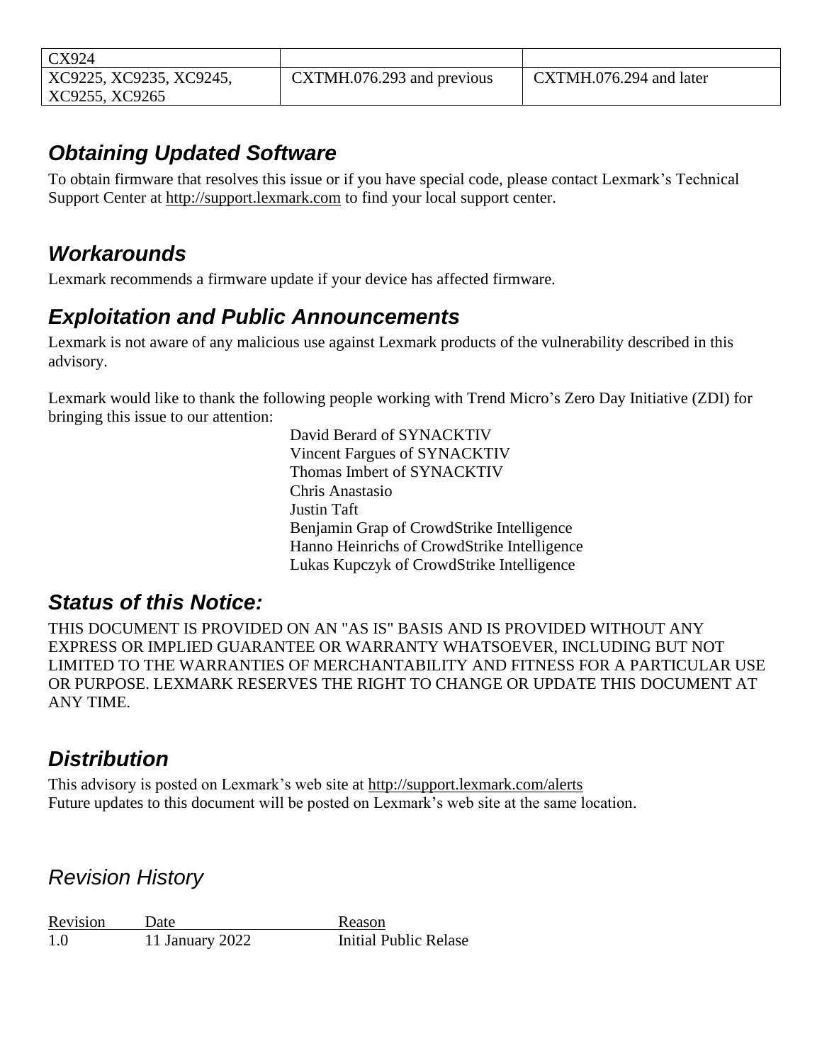| | | |
|---|---|---|
| CX924 | | |
| XC9225, XC9235, XC9245, XC9255, XC9265 | CXTMH.076.293 and previous | CXTMH.076.294 and later |

## *Obtaining Updated Software*

To obtain firmware that resolves this issue or if you have special code, please contact Lexmark's Technical Support Center at http://support.lexmark.com to find your local support center.

## *Workarounds*

Lexmark recommends a firmware update if your device has affected firmware.

## *Exploitation and Public Announcements*

Lexmark is not aware of any malicious use against Lexmark products of the vulnerability described in this advisory.

Lexmark would like to thank the following people working with Trend Micro's Zero Day Initiative (ZDI) for bringing this issue to our attention:

David Berard of SYNACKTIV
Vincent Fargues of SYNACKTIV
Thomas Imbert of SYNACKTIV
Chris Anastasio
Justin Taft
Benjamin Grap of CrowdStrike Intelligence
Hanno Heinrichs of CrowdStrike Intelligence
Lukas Kupczyk of CrowdStrike Intelligence

## *Status of this Notice:*

THIS DOCUMENT IS PROVIDED ON AN "AS IS" BASIS AND IS PROVIDED WITHOUT ANY EXPRESS OR IMPLIED GUARANTEE OR WARRANTY WHATSOEVER, INCLUDING BUT NOT LIMITED TO THE WARRANTIES OF MERCHANTABILITY AND FITNESS FOR A PARTICULAR USE OR PURPOSE. LEXMARK RESERVES THE RIGHT TO CHANGE OR UPDATE THIS DOCUMENT AT ANY TIME.

## *Distribution*

This advisory is posted on Lexmark's web site at http://support.lexmark.com/alerts
Future updates to this document will be posted on Lexmark's web site at the same location.

## *Revision History*

| Revision | Date | Reason |
|---|---|---|
| 1.0 | 11 January 2022 | Initial Public Relase |